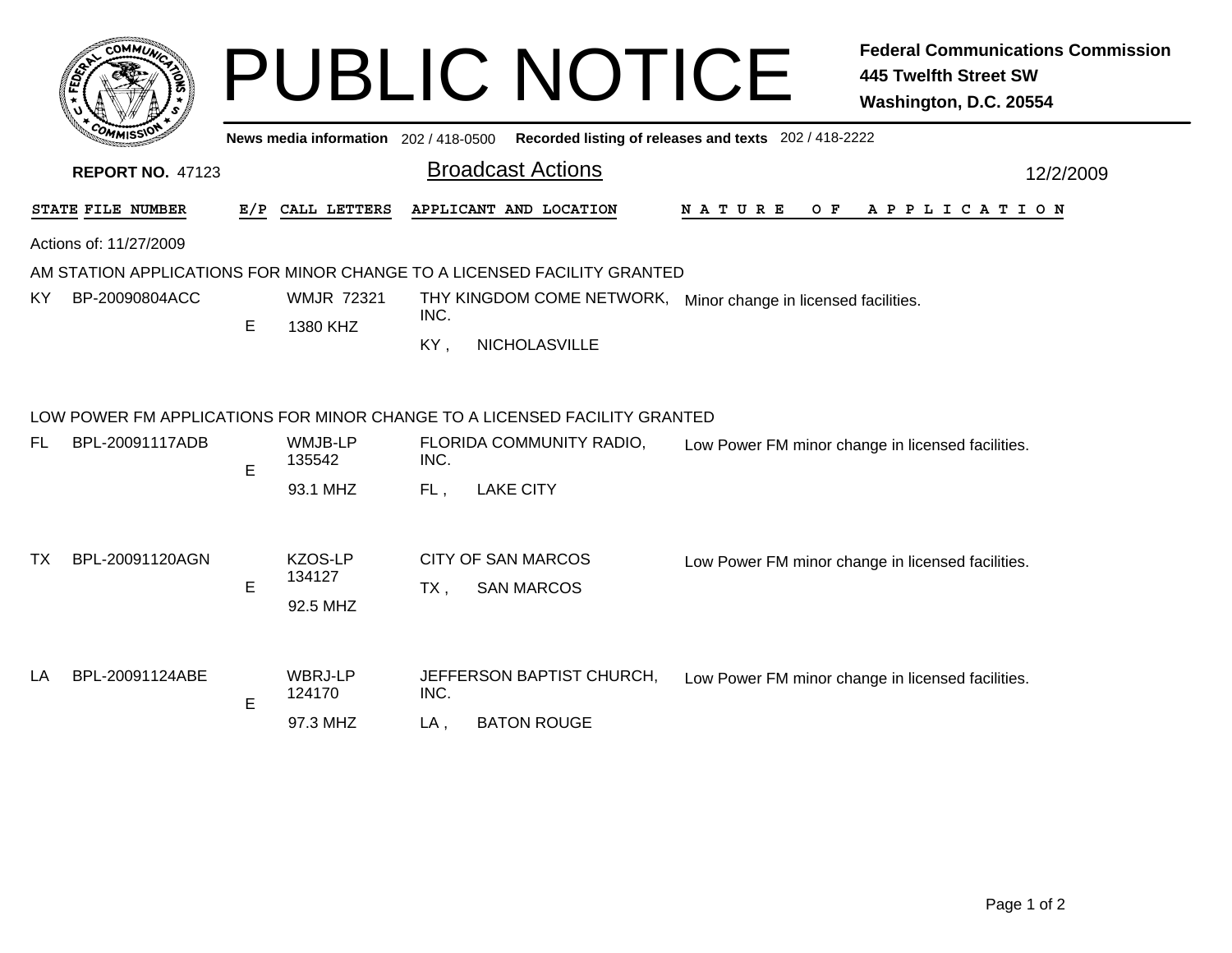# PUBLIC NOTICE

**Federal Communications Commission**
**445 Twelfth Street SW**
**Washington, D.C. 20554**

**News media information** 202 / 418-0500 **Recorded listing of releases and texts** 202 / 418-2222

**REPORT NO.** 47123

## Broadcast Actions

12/2/2009

| STATE | FILE NUMBER | E/P | CALL LETTERS | APPLICANT AND LOCATION | NATURE OF APPLICATION |
|---|---|---|---|---|---|

Actions of: 11/27/2009

### AM STATION APPLICATIONS FOR MINOR CHANGE TO A LICENSED FACILITY GRANTED

| STATE | FILE NUMBER | E/P | CALL LETTERS | APPLICANT AND LOCATION | NATURE OF APPLICATION |
|---|---|---|---|---|---|
| KY | BP-20090804ACC | E | WMJR 72321 1380 KHZ | THY KINGDOM COME NETWORK, INC. KY , NICHOLASVILLE | Minor change in licensed facilities. |

### LOW POWER FM APPLICATIONS FOR MINOR CHANGE TO A LICENSED FACILITY GRANTED

| STATE | FILE NUMBER | E/P | CALL LETTERS | APPLICANT AND LOCATION | NATURE OF APPLICATION |
|---|---|---|---|---|---|
| FL | BPL-20091117ADB | E | WMJB-LP 135542 93.1 MHZ | FLORIDA COMMUNITY RADIO, INC. FL , LAKE CITY | Low Power FM minor change in licensed facilities. |
| TX | BPL-20091120AGN | E | KZOS-LP 134127 92.5 MHZ | CITY OF SAN MARCOS TX , SAN MARCOS | Low Power FM minor change in licensed facilities. |
| LA | BPL-20091124ABE | E | WBRJ-LP 124170 97.3 MHZ | JEFFERSON BAPTIST CHURCH, INC. LA , BATON ROUGE | Low Power FM minor change in licensed facilities. |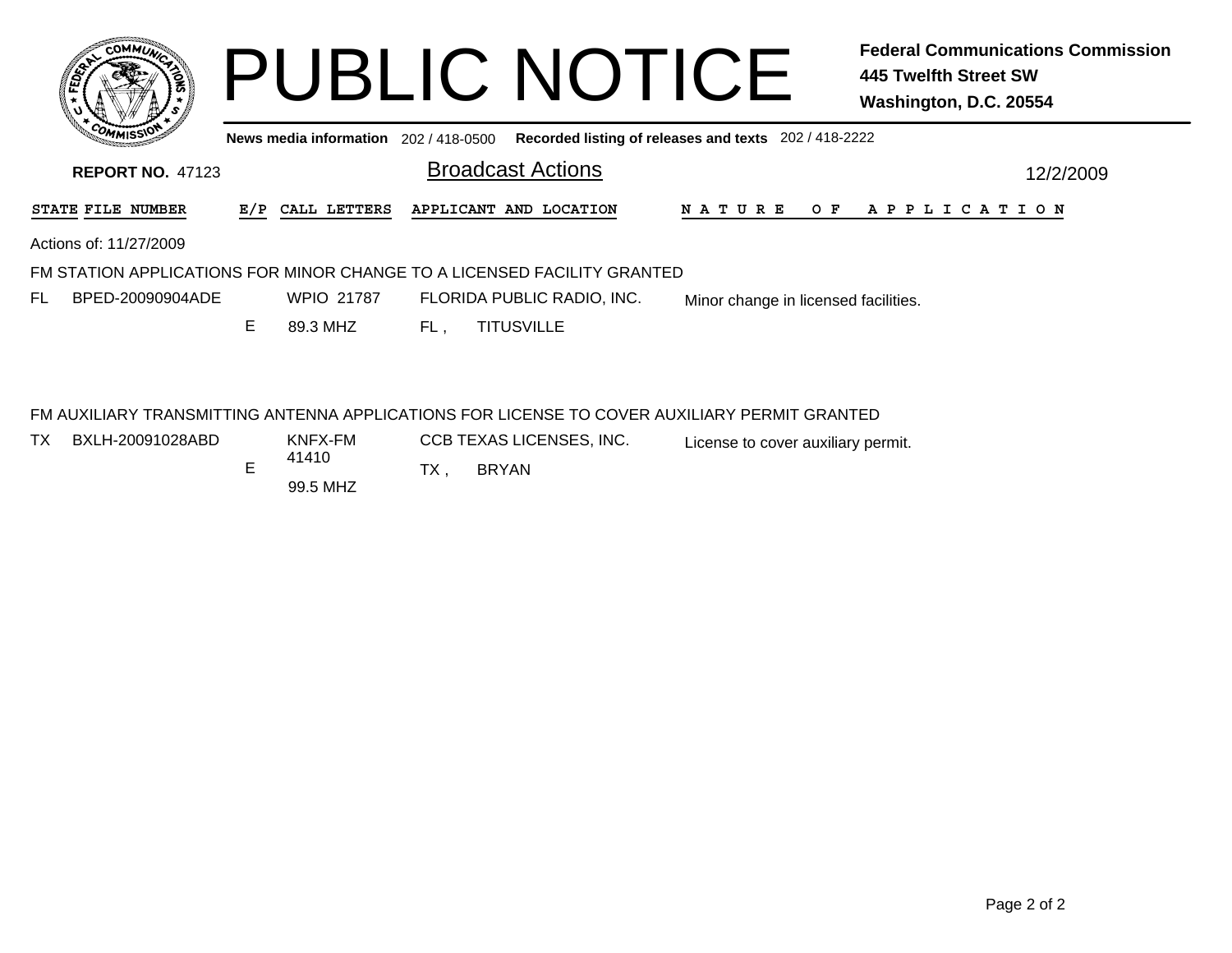# PUBLIC NOTICE

**Federal Communications Commission**
**445 Twelfth Street SW**
**Washington, D.C. 20554**

**News media information** 202 / 418-0500 **Recorded listing of releases and texts** 202 / 418-2222

**REPORT NO.** 47123

## Broadcast Actions

12/2/2009

| STATE | FILE NUMBER | E/P | CALL LETTERS | APPLICANT AND LOCATION | NATURE OF APPLICATION |
|---|---|---|---|---|---|

Actions of: 11/27/2009

FM STATION APPLICATIONS FOR MINOR CHANGE TO A LICENSED FACILITY GRANTED

| STATE | FILE NUMBER | E/P | CALL LETTERS | APPLICANT AND LOCATION | NATURE OF APPLICATION |
|---|---|---|---|---|---|
| FL | BPED-20090904ADE | E | WPIO 21787<br>89.3 MHZ | FLORIDA PUBLIC RADIO, INC.<br>FL , TITUSVILLE | Minor change in licensed facilities. |

FM AUXILIARY TRANSMITTING ANTENNA APPLICATIONS FOR LICENSE TO COVER AUXILIARY PERMIT GRANTED

| STATE | FILE NUMBER | E/P | CALL LETTERS | APPLICANT AND LOCATION | NATURE OF APPLICATION |
|---|---|---|---|---|---|
| TX | BXLH-20091028ABD | E | KNFX-FM 41410<br>99.5 MHZ | CCB TEXAS LICENSES, INC.<br>TX , BRYAN | License to cover auxiliary permit. |